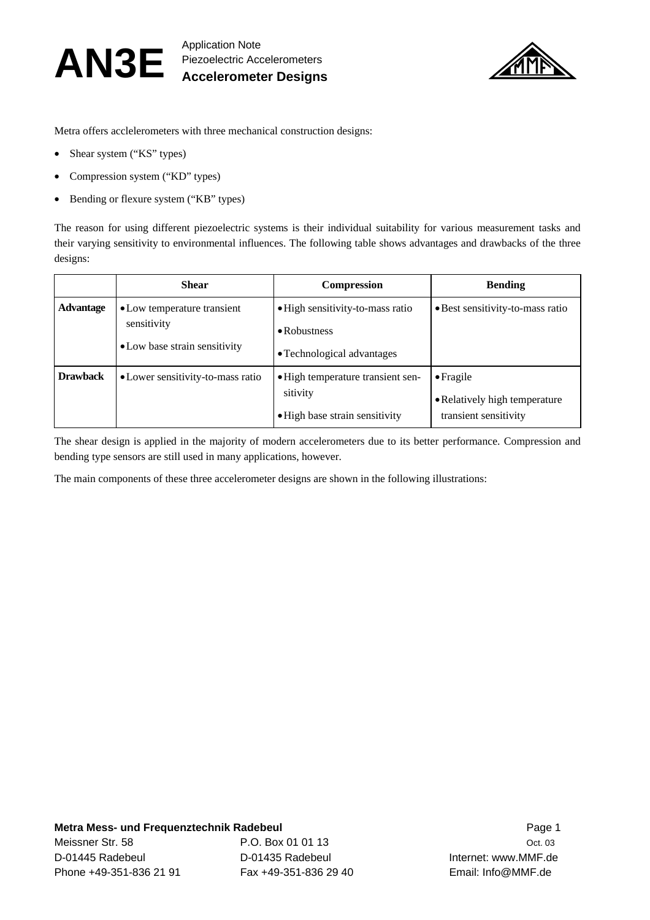# AN3E

Application Note
Piezoelectric Accelerometers
**Accelerometer Designs**

Metra offers acclelerometers with three mechanical construction designs:

- Shear system ("KS" types)
- Compression system ("KD" types)
- Bending or flexure system ("KB" types)

The reason for using different piezoelectric systems is their individual suitability for various measurement tasks and their varying sensitivity to environmental influences. The following table shows advantages and drawbacks of the three designs:

| | Shear | Compression | Bending |
|---|---|---|---|
| **Advantage** | • Low temperature transient sensitivity<br>• Low base strain sensitivity | • High sensitivity-to-mass ratio<br>• Robustness<br>• Technological advantages | • Best sensitivity-to-mass ratio |
| **Drawback** | • Lower sensitivity-to-mass ratio | • High temperature transient sensitivity<br>• High base strain sensitivity | • Fragile<br>• Relatively high temperature transient sensitivity |

The shear design is applied in the majority of modern accelerometers due to its better performance. Compression and bending type sensors are still used in many applications, however.

The main components of these three accelerometer designs are shown in the following illustrations:

**Metra Mess- und Frequenztechnik Radebeul**
Meissner Str. 58
D-01445 Radebeul
Phone +49-351-836 21 91

P.O. Box 01 01 13
D-01435 Radebeul
Fax +49-351-836 29 40

Oct. 03
Internet: www.MMF.de
Email: Info@MMF.de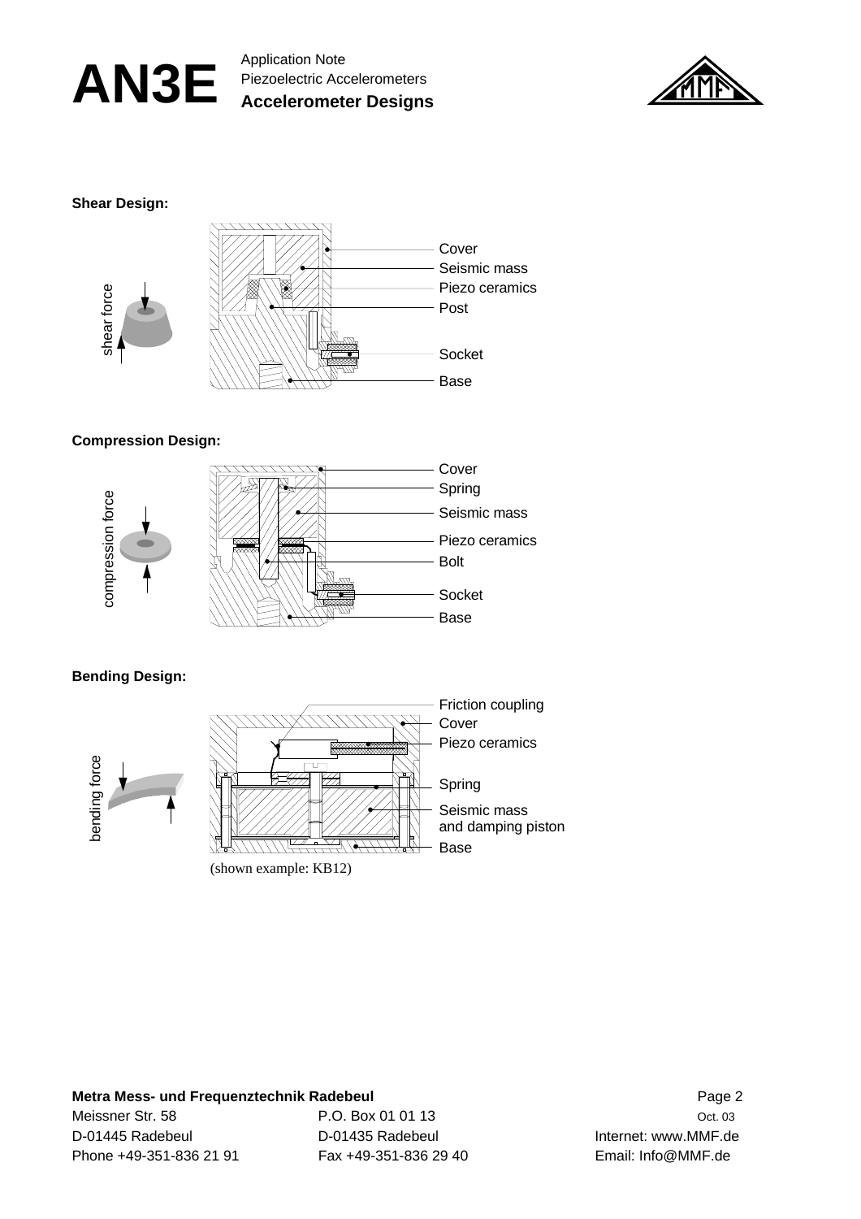**Shear Design:**

shear force

Cover
Seismic mass
Piezo ceramics
Post
Socket
Base

**Compression Design:**

compression force

Cover
Spring
Seismic mass
Piezo ceramics
Bolt
Socket
Base

**Bending Design:**

bending force

Friction coupling
Cover
Piezo ceramics
Spring
Seismic mass
and damping piston
Base

(shown example: KB12)

**Metra Mess- und Frequenztechnik Radebeul**
Meissner Str. 58
D-01445 Radebeul
Phone +49-351-836 21 91

P.O. Box 01 01 13
D-01435 Radebeul
Fax +49-351-836 29 40

Oct. 03
Internet: www.MMF.de
Email: Info@MMF.de